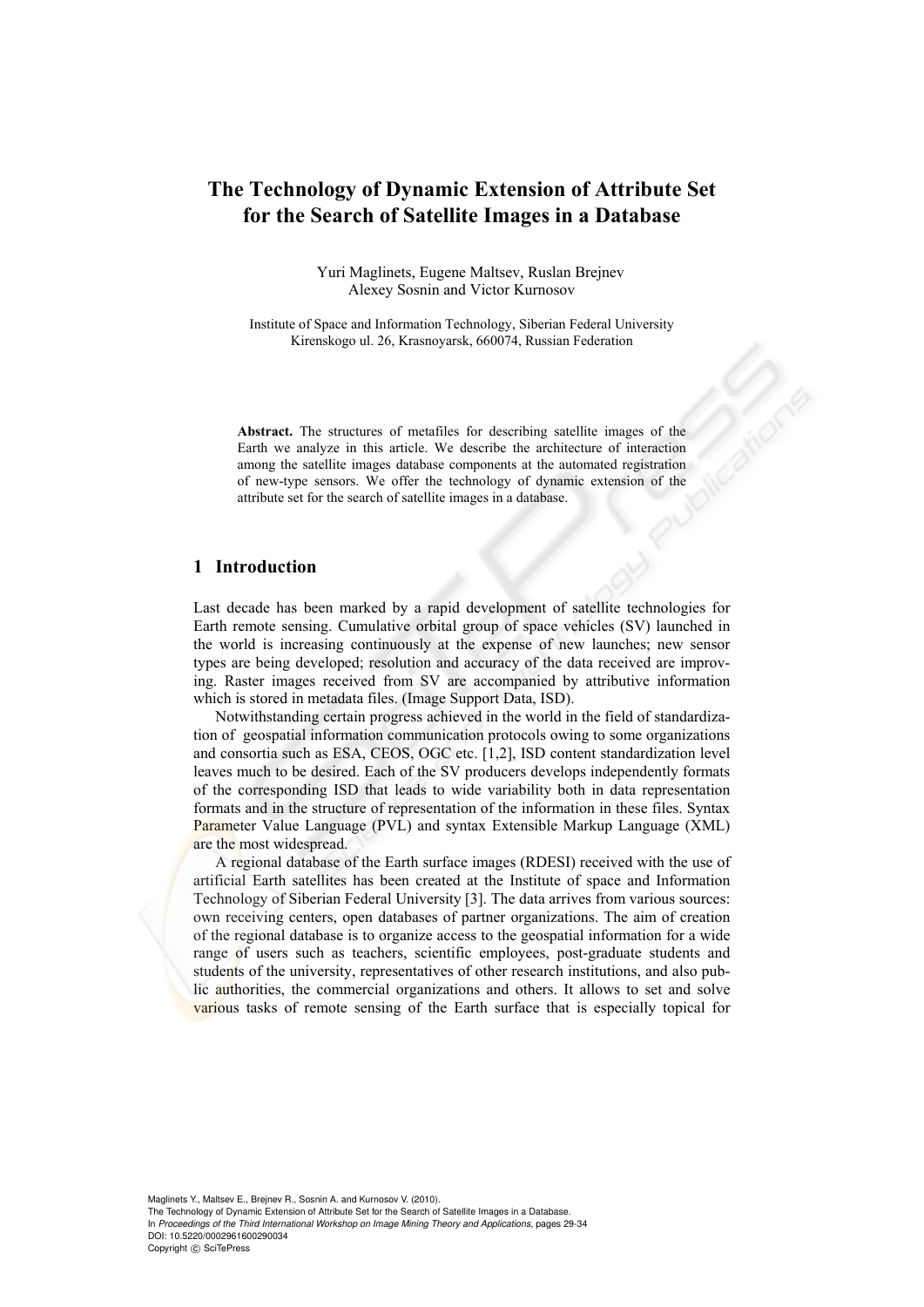# The Technology of Dynamic Extension of Attribute Set for the Search of Satellite Images in a Database

Yuri Maglinets, Eugene Maltsev, Ruslan Brejnev
Alexey Sosnin and Victor Kurnosov

Institute of Space and Information Technology, Siberian Federal University
Kirenskogo ul. 26, Krasnoyarsk, 660074, Russian Federation

**Abstract.** The structures of metafiles for describing satellite images of the Earth we analyze in this article. We describe the architecture of interaction among the satellite images database components at the automated registration of new-type sensors. We offer the technology of dynamic extension of the attribute set for the search of satellite images in a database.

## 1 Introduction

Last decade has been marked by a rapid development of satellite technologies for Earth remote sensing. Cumulative orbital group of space vehicles (SV) launched in the world is increasing continuously at the expense of new launches; new sensor types are being developed; resolution and accuracy of the data received are improving. Raster images received from SV are accompanied by attributive information which is stored in metadata files. (Image Support Data, ISD).

Notwithstanding certain progress achieved in the world in the field of standardization of geospatial information communication protocols owing to some organizations and consortia such as ESA, CEOS, OGC etc. [1,2], ISD content standardization level leaves much to be desired. Each of the SV producers develops independently formats of the corresponding ISD that leads to wide variability both in data representation formats and in the structure of representation of the information in these files. Syntax Parameter Value Language (PVL) and syntax Extensible Markup Language (XML) are the most widespread.

A regional database of the Earth surface images (RDESI) received with the use of artificial Earth satellites has been created at the Institute of space and Information Technology of Siberian Federal University [3]. The data arrives from various sources: own receiving centers, open databases of partner organizations. The aim of creation of the regional database is to organize access to the geospatial information for a wide range of users such as teachers, scientific employees, post-graduate students and students of the university, representatives of other research institutions, and also public authorities, the commercial organizations and others. It allows to set and solve various tasks of remote sensing of the Earth surface that is especially topical for

Maglinets Y., Maltsev E., Brejnev R., Sosnin A. and Kurnosov V. (2010).
The Technology of Dynamic Extension of Attribute Set for the Search of Satellite Images in a Database.
In *Proceedings of the Third International Workshop on Image Mining Theory and Applications*, pages 29-34
DOI: 10.5220/0002961600290034
Copyright © SciTePress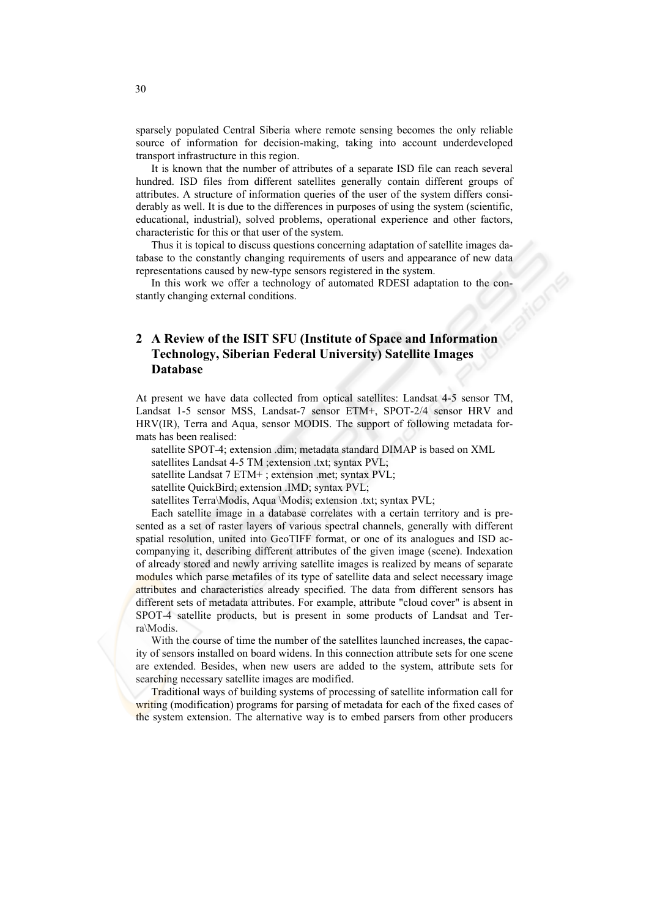sparsely populated Central Siberia where remote sensing becomes the only reliable source of information for decision-making, taking into account underdeveloped transport infrastructure in this region.

It is known that the number of attributes of a separate ISD file can reach several hundred. ISD files from different satellites generally contain different groups of attributes. A structure of information queries of the user of the system differs considerably as well. It is due to the differences in purposes of using the system (scientific, educational, industrial), solved problems, operational experience and other factors, characteristic for this or that user of the system.

Thus it is topical to discuss questions concerning adaptation of satellite images database to the constantly changing requirements of users and appearance of new data representations caused by new-type sensors registered in the system.

In this work we offer a technology of automated RDESI adaptation to the constantly changing external conditions.

## 2 A Review of the ISIT SFU (Institute of Space and Information Technology, Siberian Federal University) Satellite Images Database

At present we have data collected from optical satellites: Landsat 4-5 sensor TM, Landsat 1-5 sensor MSS, Landsat-7 sensor ETM+, SPOT-2/4 sensor HRV and HRV(IR), Terra and Aqua, sensor MODIS. The support of following metadata formats has been realised:

satellite SPOT-4; extension .dim; metadata standard DIMAP is based on XML
satellites Landsat 4-5 TM ;extension .txt; syntax PVL;
satellite Landsat 7 ETM+ ; extension .met; syntax PVL;
satellite QuickBird; extension .IMD; syntax PVL;
satellites Terra\Modis, Aqua \Modis; extension .txt; syntax PVL;

Each satellite image in a database correlates with a certain territory and is presented as a set of raster layers of various spectral channels, generally with different spatial resolution, united into GeoTIFF format, or one of its analogues and ISD accompanying it, describing different attributes of the given image (scene). Indexation of already stored and newly arriving satellite images is realized by means of separate modules which parse metafiles of its type of satellite data and select necessary image attributes and characteristics already specified. The data from different sensors has different sets of metadata attributes. For example, attribute "cloud cover" is absent in SPOT-4 satellite products, but is present in some products of Landsat and Terra\Modis.

With the course of time the number of the satellites launched increases, the capacity of sensors installed on board widens. In this connection attribute sets for one scene are extended. Besides, when new users are added to the system, attribute sets for searching necessary satellite images are modified.

Traditional ways of building systems of processing of satellite information call for writing (modification) programs for parsing of metadata for each of the fixed cases of the system extension. The alternative way is to embed parsers from other producers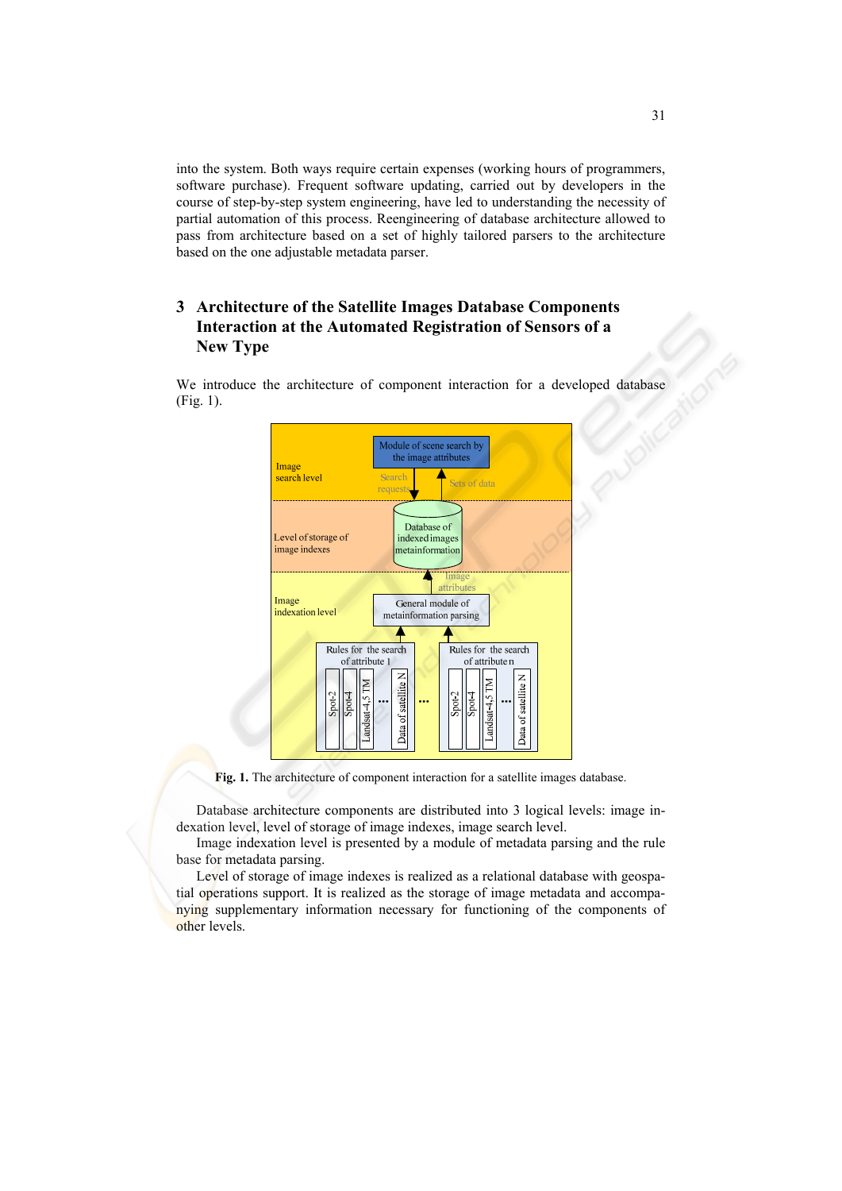into the system. Both ways require certain expenses (working hours of programmers, software purchase). Frequent software updating, carried out by developers in the course of step-by-step system engineering, have led to understanding the necessity of partial automation of this process. Reengineering of database architecture allowed to pass from architecture based on a set of highly tailored parsers to the architecture based on the one adjustable metadata parser.

## 3 Architecture of the Satellite Images Database Components Interaction at the Automated Registration of Sensors of a New Type

We introduce the architecture of component interaction for a developed database (Fig. 1).

**Fig. 1.** The architecture of component interaction for a satellite images database.

Database architecture components are distributed into 3 logical levels: image indexation level, level of storage of image indexes, image search level.

Image indexation level is presented by a module of metadata parsing and the rule base for metadata parsing.

Level of storage of image indexes is realized as a relational database with geospatial operations support. It is realized as the storage of image metadata and accompanying supplementary information necessary for functioning of the components of other levels.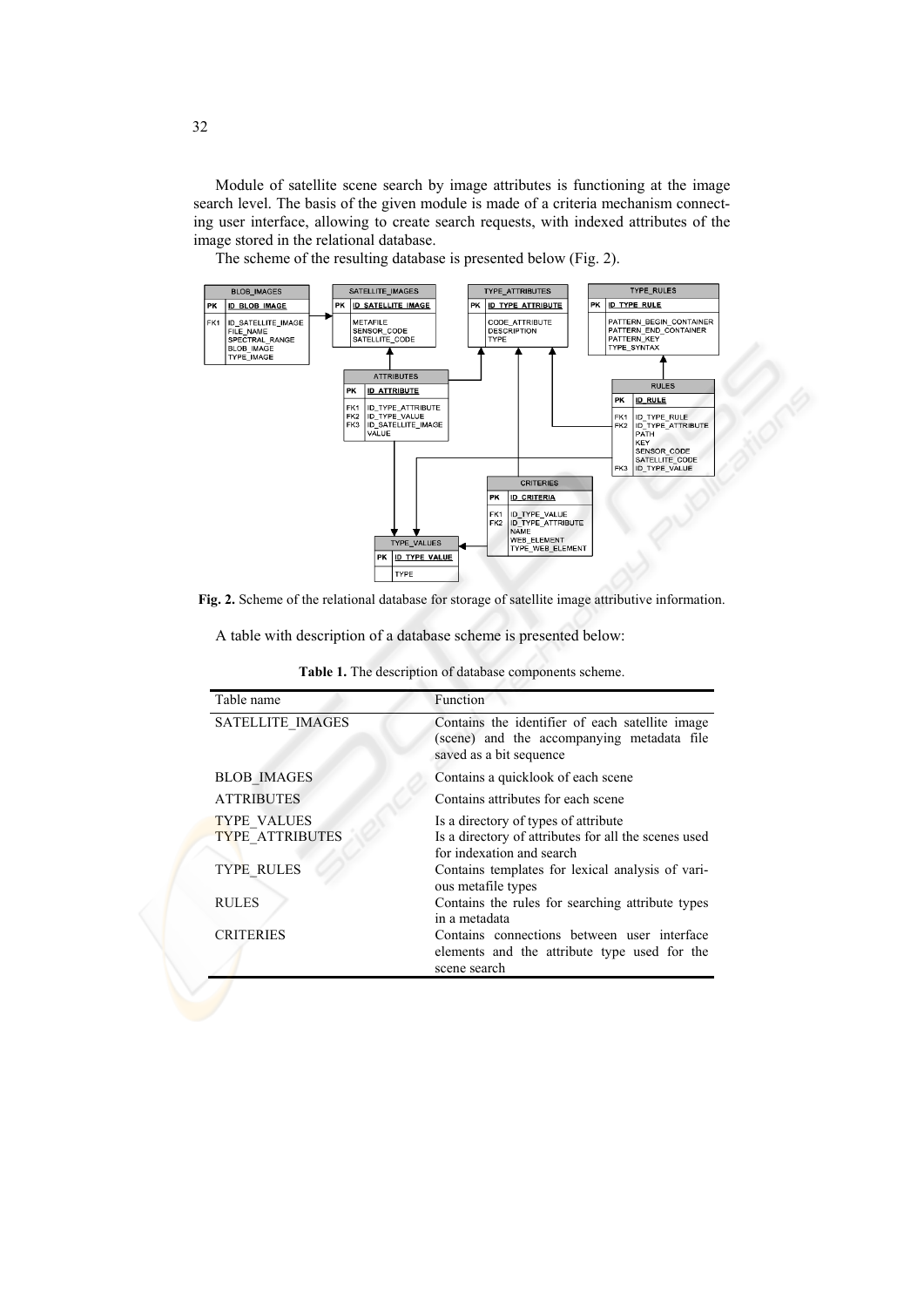Module of satellite scene search by image attributes is functioning at the image search level. The basis of the given module is made of a criteria mechanism connecting user interface, allowing to create search requests, with indexed attributes of the image stored in the relational database.

The scheme of the resulting database is presented below (Fig. 2).

**Fig. 2.** Scheme of the relational database for storage of satellite image attributive information.

A table with description of a database scheme is presented below:

**Table 1.** The description of database components scheme.

| Table name | Function |
|---|---|
| SATELLITE_IMAGES | Contains the identifier of each satellite image (scene) and the accompanying metadata file saved as a bit sequence |
| BLOB_IMAGES | Contains a quicklook of each scene |
| ATTRIBUTES | Contains attributes for each scene |
| TYPE_VALUES | Is a directory of types of attribute |
| TYPE_ATTRIBUTES | Is a directory of attributes for all the scenes used for indexation and search |
| TYPE_RULES | Contains templates for lexical analysis of various metafile types |
| RULES | Contains the rules for searching attribute types in a metadata |
| CRITERIES | Contains connections between user interface elements and the attribute type used for the scene search |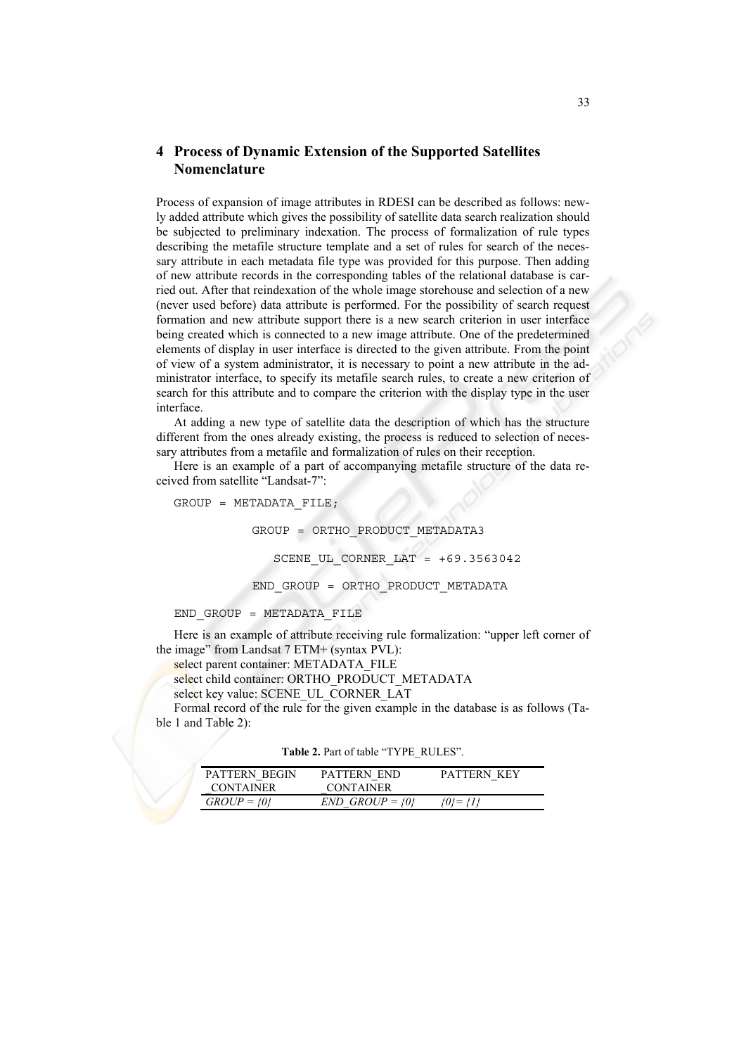## 4 Process of Dynamic Extension of the Supported Satellites Nomenclature

Process of expansion of image attributes in RDESI can be described as follows: newly added attribute which gives the possibility of satellite data search realization should be subjected to preliminary indexation. The process of formalization of rule types describing the metafile structure template and a set of rules for search of the necessary attribute in each metadata file type was provided for this purpose. Then adding of new attribute records in the corresponding tables of the relational database is carried out. After that reindexation of the whole image storehouse and selection of a new (never used before) data attribute is performed. For the possibility of search request formation and new attribute support there is a new search criterion in user interface being created which is connected to a new image attribute. One of the predetermined elements of display in user interface is directed to the given attribute. From the point of view of a system administrator, it is necessary to point a new attribute in the administrator interface, to specify its metafile search rules, to create a new criterion of search for this attribute and to compare the criterion with the display type in the user interface.

At adding a new type of satellite data the description of which has the structure different from the ones already existing, the process is reduced to selection of necessary attributes from a metafile and formalization of rules on their reception.

Here is an example of a part of accompanying metafile structure of the data received from satellite "Landsat-7":

```
GROUP = METADATA_FILE;

          GROUP = ORTHO_PRODUCT_METADATA3

             SCENE_UL_CORNER_LAT = +69.3563042

          END_GROUP = ORTHO_PRODUCT_METADATA

END_GROUP = METADATA_FILE
```

Here is an example of attribute receiving rule formalization: "upper left corner of the image" from Landsat 7 ETM+ (syntax PVL):

select parent container: METADATA_FILE

select child container: ORTHO_PRODUCT_METADATA

select key value: SCENE_UL_CORNER_LAT

Formal record of the rule for the given example in the database is as follows (Table 1 and Table 2):

**Table 2.** Part of table "TYPE_RULES".

| PATTERN_BEGIN _CONTAINER | PATTERN_END _CONTAINER | PATTERN_KEY |
|---|---|---|
| *GROUP = {0}* | *END_GROUP = {0}* | *{0}= {1}* |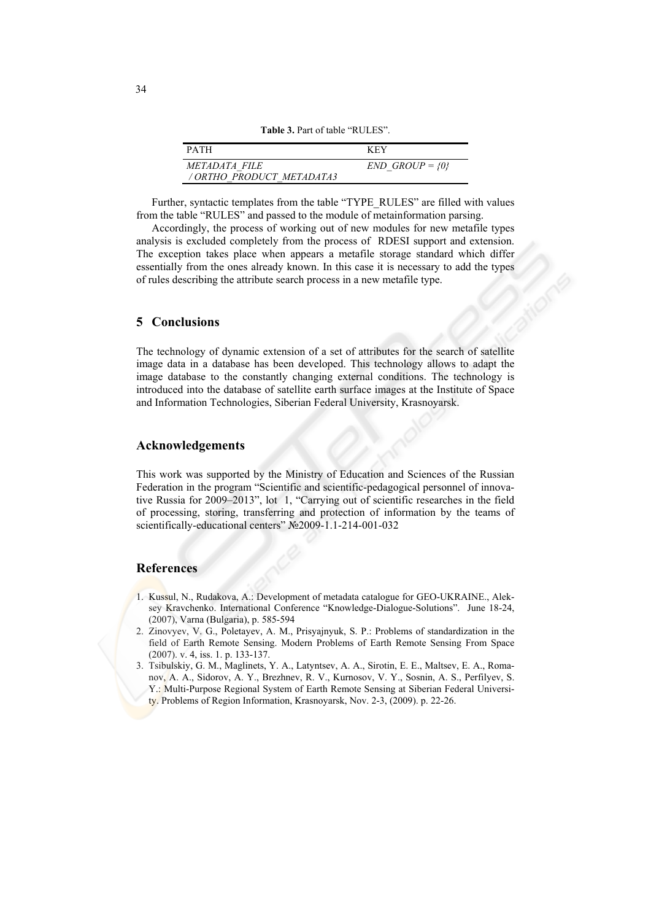**Table 3.** Part of table "RULES".

| PATH | KEY |
| --- | --- |
| *METADATA_FILE /ORTHO_PRODUCT_METADATA3* | *END_GROUP = {0}* |

Further, syntactic templates from the table "TYPE_RULES" are filled with values from the table "RULES" and passed to the module of metainformation parsing.

Accordingly, the process of working out of new modules for new metafile types analysis is excluded completely from the process of RDESI support and extension. The exception takes place when appears a metafile storage standard which differ essentially from the ones already known. In this case it is necessary to add the types of rules describing the attribute search process in a new metafile type.

## 5 Conclusions

The technology of dynamic extension of a set of attributes for the search of satellite image data in a database has been developed. This technology allows to adapt the image database to the constantly changing external conditions. The technology is introduced into the database of satellite earth surface images at the Institute of Space and Information Technologies, Siberian Federal University, Krasnoyarsk.

## Acknowledgements

This work was supported by the Ministry of Education and Sciences of the Russian Federation in the program "Scientific and scientific-pedagogical personnel of innovative Russia for 2009–2013", lot 1, "Carrying out of scientific researches in the field of processing, storing, transferring and protection of information by the teams of scientifically-educational centers" №2009-1.1-214-001-032

## References

1. Kussul, N., Rudakova, A.: Development of metadata catalogue for GEO-UKRAINE., Aleksey Kravchenko. International Conference "Knowledge-Dialogue-Solutions". June 18-24, (2007), Varna (Bulgaria), p. 585-594
2. Zinovyev, V. G., Poletayev, A. M., Prisyajnyuk, S. P.: Problems of standardization in the field of Earth Remote Sensing. Modern Problems of Earth Remote Sensing From Space (2007). v. 4, iss. 1. p. 133-137.
3. Tsibulskiy, G. M., Maglinets, Y. A., Latyntsev, A. A., Sirotin, E. E., Maltsev, E. A., Romanov, A. A., Sidorov, A. Y., Brezhnev, R. V., Kurnosov, V. Y., Sosnin, A. S., Perfilyev, S. Y.: Multi-Purpose Regional System of Earth Remote Sensing at Siberian Federal University. Problems of Region Information, Krasnoyarsk, Nov. 2-3, (2009). p. 22-26.